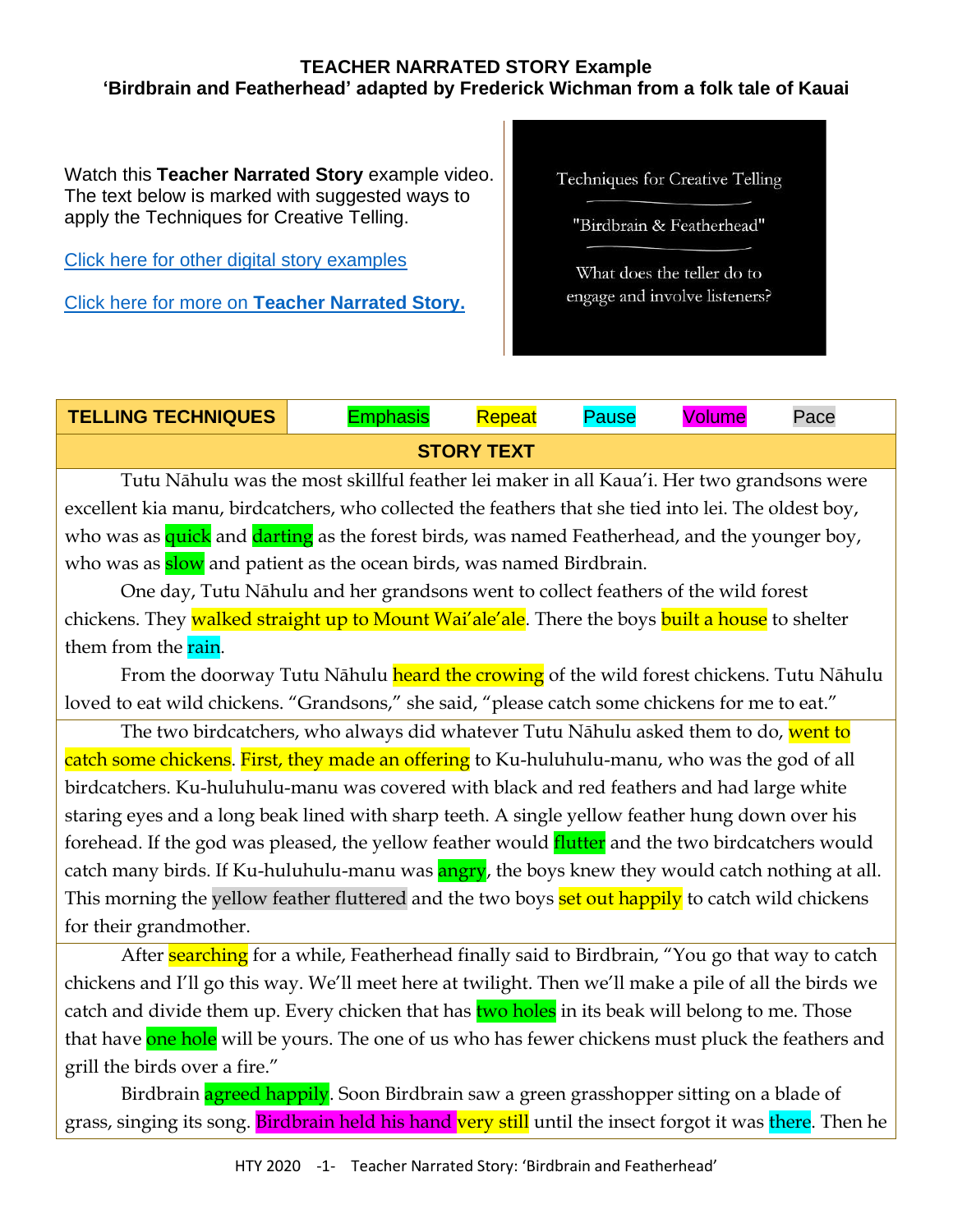**TEACHER NARRATED STORY Example**
**'Birdbrain and Featherhead' adapted by Frederick Wichman from a folk tale of Kauai**

Watch this **Teacher Narrated Story** example video. The text below is marked with suggested ways to apply the Techniques for Creative Telling.

Click here for other digital story examples

Click here for more on **Teacher Narrated Story.**

Techniques for Creative Telling

"Birdbrain & Featherhead"

What does the teller do to engage and involve listeners?

| **TELLING TECHNIQUES** | Emphasis | Repeat | Pause | Volume | Pace |
|---|---|---|---|---|---|

**STORY TEXT**

Tutu Nāhulu was the most skillful feather lei maker in all Kaua'i. Her two grandsons were excellent kia manu, birdcatchers, who collected the feathers that she tied into lei. The oldest boy, who was as quick and darting as the forest birds, was named Featherhead, and the younger boy, who was as slow and patient as the ocean birds, was named Birdbrain.

One day, Tutu Nāhulu and her grandsons went to collect feathers of the wild forest chickens. They walked straight up to Mount Wai'ale'ale. There the boys built a house to shelter them from the rain.

From the doorway Tutu Nāhulu heard the crowing of the wild forest chickens. Tutu Nāhulu loved to eat wild chickens. "Grandsons," she said, "please catch some chickens for me to eat."

The two birdcatchers, who always did whatever Tutu Nāhulu asked them to do, went to catch some chickens. First, they made an offering to Ku-huluhulu-manu, who was the god of all birdcatchers. Ku-huluhulu-manu was covered with black and red feathers and had large white staring eyes and a long beak lined with sharp teeth. A single yellow feather hung down over his forehead. If the god was pleased, the yellow feather would flutter and the two birdcatchers would catch many birds. If Ku-huluhulu-manu was angry, the boys knew they would catch nothing at all. This morning the yellow feather fluttered and the two boys set out happily to catch wild chickens for their grandmother.

After searching for a while, Featherhead finally said to Birdbrain, "You go that way to catch chickens and I'll go this way. We'll meet here at twilight. Then we'll make a pile of all the birds we catch and divide them up. Every chicken that has two holes in its beak will belong to me. Those that have one hole will be yours. The one of us who has fewer chickens must pluck the feathers and grill the birds over a fire."

Birdbrain agreed happily. Soon Birdbrain saw a green grasshopper sitting on a blade of grass, singing its song. Birdbrain held his hand very still until the insect forgot it was there. Then he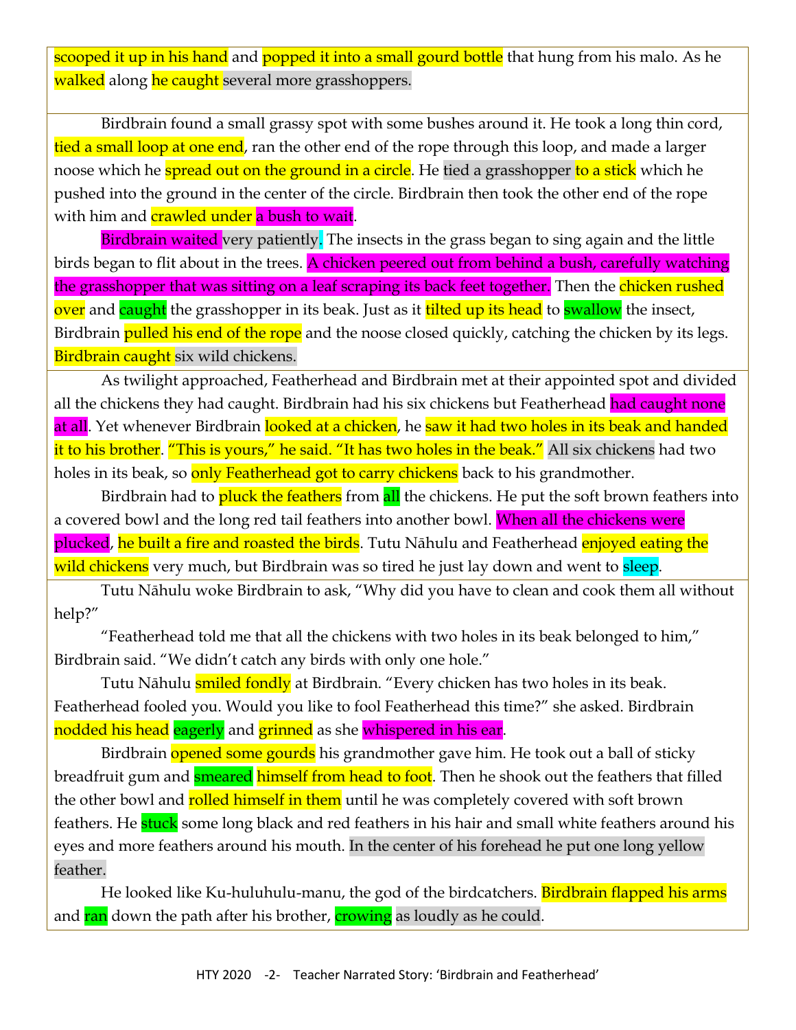scooped it up in his hand and popped it into a small gourd bottle that hung from his malo. As he walked along he caught several more grasshoppers.

Birdbrain found a small grassy spot with some bushes around it. He took a long thin cord, tied a small loop at one end, ran the other end of the rope through this loop, and made a larger noose which he spread out on the ground in a circle. He tied a grasshopper to a stick which he pushed into the ground in the center of the circle. Birdbrain then took the other end of the rope with him and crawled under a bush to wait.

Birdbrain waited very patiently. The insects in the grass began to sing again and the little birds began to flit about in the trees. A chicken peered out from behind a bush, carefully watching the grasshopper that was sitting on a leaf scraping its back feet together. Then the chicken rushed over and caught the grasshopper in its beak. Just as it tilted up its head to swallow the insect, Birdbrain pulled his end of the rope and the noose closed quickly, catching the chicken by its legs. Birdbrain caught six wild chickens.

As twilight approached, Featherhead and Birdbrain met at their appointed spot and divided all the chickens they had caught. Birdbrain had his six chickens but Featherhead had caught none at all. Yet whenever Birdbrain looked at a chicken, he saw it had two holes in its beak and handed it to his brother. "This is yours," he said. "It has two holes in the beak." All six chickens had two holes in its beak, so only Featherhead got to carry chickens back to his grandmother.

Birdbrain had to pluck the feathers from all the chickens. He put the soft brown feathers into a covered bowl and the long red tail feathers into another bowl. When all the chickens were plucked, he built a fire and roasted the birds. Tutu Nāhulu and Featherhead enjoyed eating the wild chickens very much, but Birdbrain was so tired he just lay down and went to sleep.

Tutu Nāhulu woke Birdbrain to ask, "Why did you have to clean and cook them all without help?"

"Featherhead told me that all the chickens with two holes in its beak belonged to him," Birdbrain said. "We didn't catch any birds with only one hole."

Tutu Nāhulu smiled fondly at Birdbrain. "Every chicken has two holes in its beak. Featherhead fooled you. Would you like to fool Featherhead this time?" she asked. Birdbrain nodded his head eagerly and grinned as she whispered in his ear.

Birdbrain opened some gourds his grandmother gave him. He took out a ball of sticky breadfruit gum and smeared himself from head to foot. Then he shook out the feathers that filled the other bowl and rolled himself in them until he was completely covered with soft brown feathers. He stuck some long black and red feathers in his hair and small white feathers around his eyes and more feathers around his mouth. In the center of his forehead he put one long yellow feather.

He looked like Ku-huluhulu-manu, the god of the birdcatchers. Birdbrain flapped his arms and ran down the path after his brother, crowing as loudly as he could.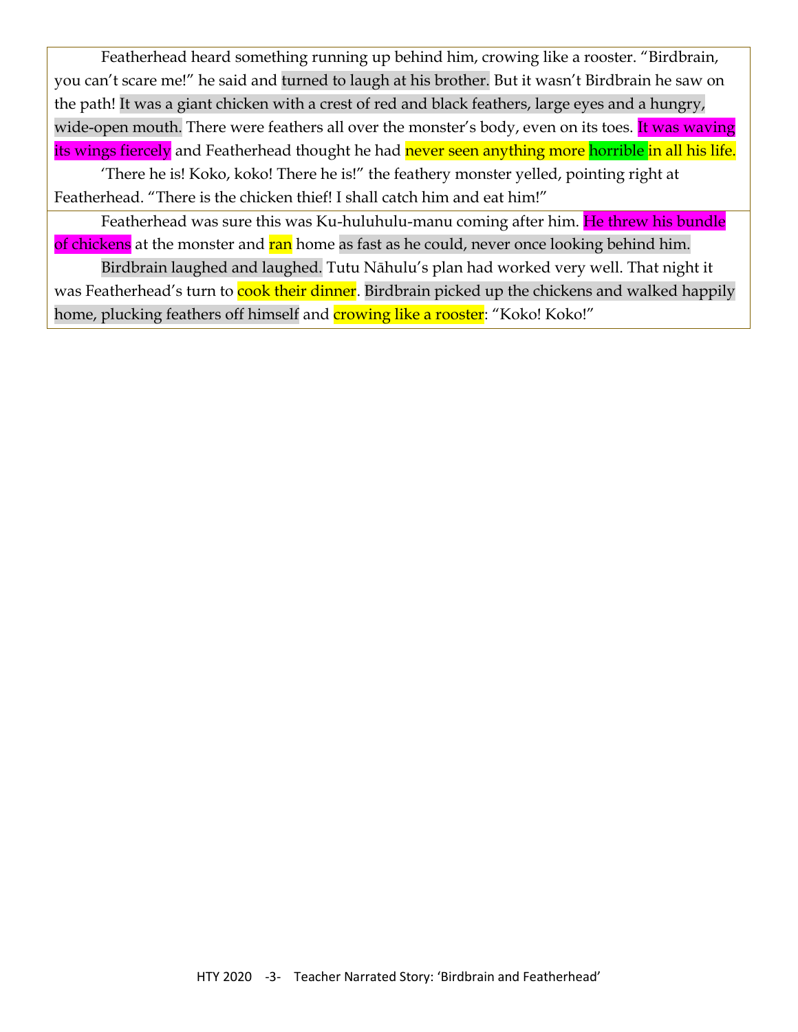Featherhead heard something running up behind him, crowing like a rooster. "Birdbrain, you can't scare me!" he said and turned to laugh at his brother. But it wasn't Birdbrain he saw on the path! It was a giant chicken with a crest of red and black feathers, large eyes and a hungry, wide-open mouth. There were feathers all over the monster's body, even on its toes. It was waving its wings fiercely and Featherhead thought he had never seen anything more horrible in all his life.

'There he is! Koko, koko! There he is!" the feathery monster yelled, pointing right at Featherhead. "There is the chicken thief! I shall catch him and eat him!"

Featherhead was sure this was Ku-huluhulu-manu coming after him. He threw his bundle of chickens at the monster and ran home as fast as he could, never once looking behind him.

Birdbrain laughed and laughed. Tutu Nāhulu's plan had worked very well. That night it was Featherhead's turn to cook their dinner. Birdbrain picked up the chickens and walked happily home, plucking feathers off himself and crowing like a rooster: "Koko! Koko!"